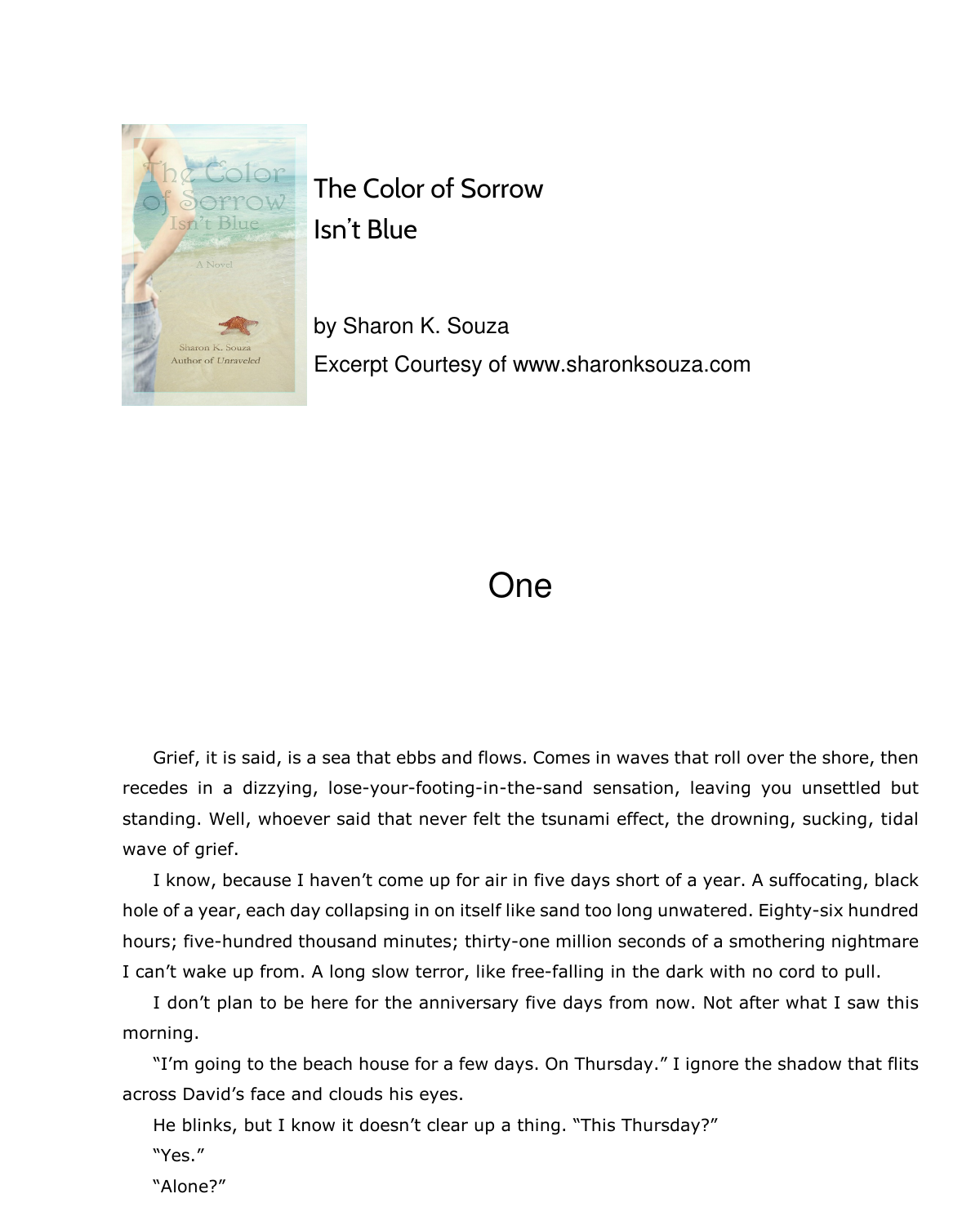The Color of Sorrow
Isn't Blue

by Sharon K. Souza

Excerpt Courtesy of www.sharonksouza.com

# One

Grief, it is said, is a sea that ebbs and flows. Comes in waves that roll over the shore, then recedes in a dizzying, lose-your-footing-in-the-sand sensation, leaving you unsettled but standing. Well, whoever said that never felt the tsunami effect, the drowning, sucking, tidal wave of grief.

I know, because I haven't come up for air in five days short of a year. A suffocating, black hole of a year, each day collapsing in on itself like sand too long unwatered. Eighty-six hundred hours; five-hundred thousand minutes; thirty-one million seconds of a smothering nightmare I can't wake up from. A long slow terror, like free-falling in the dark with no cord to pull.

I don't plan to be here for the anniversary five days from now. Not after what I saw this morning.

"I'm going to the beach house for a few days. On Thursday." I ignore the shadow that flits across David's face and clouds his eyes.

He blinks, but I know it doesn't clear up a thing. "This Thursday?"

"Yes."

"Alone?"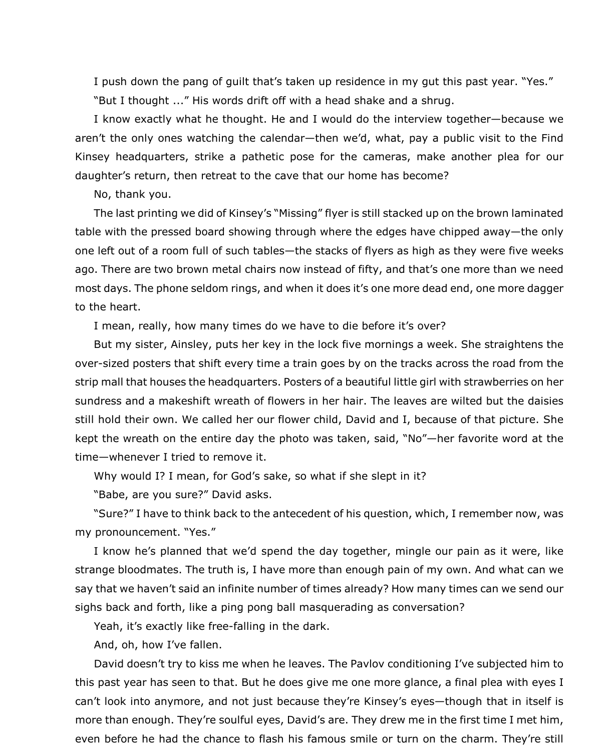I push down the pang of guilt that's taken up residence in my gut this past year. "Yes."

"But I thought ..." His words drift off with a head shake and a shrug.

I know exactly what he thought. He and I would do the interview together—because we aren't the only ones watching the calendar—then we'd, what, pay a public visit to the Find Kinsey headquarters, strike a pathetic pose for the cameras, make another plea for our daughter's return, then retreat to the cave that our home has become?

No, thank you.

The last printing we did of Kinsey's "Missing" flyer is still stacked up on the brown laminated table with the pressed board showing through where the edges have chipped away—the only one left out of a room full of such tables—the stacks of flyers as high as they were five weeks ago. There are two brown metal chairs now instead of fifty, and that's one more than we need most days. The phone seldom rings, and when it does it's one more dead end, one more dagger to the heart.

I mean, really, how many times do we have to die before it's over?

But my sister, Ainsley, puts her key in the lock five mornings a week. She straightens the over-sized posters that shift every time a train goes by on the tracks across the road from the strip mall that houses the headquarters. Posters of a beautiful little girl with strawberries on her sundress and a makeshift wreath of flowers in her hair. The leaves are wilted but the daisies still hold their own. We called her our flower child, David and I, because of that picture. She kept the wreath on the entire day the photo was taken, said, "No"—her favorite word at the time—whenever I tried to remove it.

Why would I? I mean, for God's sake, so what if she slept in it?

"Babe, are you sure?" David asks.

"Sure?" I have to think back to the antecedent of his question, which, I remember now, was my pronouncement. "Yes."

I know he's planned that we'd spend the day together, mingle our pain as it were, like strange bloodmates. The truth is, I have more than enough pain of my own. And what can we say that we haven't said an infinite number of times already? How many times can we send our sighs back and forth, like a ping pong ball masquerading as conversation?

Yeah, it's exactly like free-falling in the dark.

And, oh, how I've fallen.

David doesn't try to kiss me when he leaves. The Pavlov conditioning I've subjected him to this past year has seen to that. But he does give me one more glance, a final plea with eyes I can't look into anymore, and not just because they're Kinsey's eyes—though that in itself is more than enough. They're soulful eyes, David's are. They drew me in the first time I met him, even before he had the chance to flash his famous smile or turn on the charm. They're still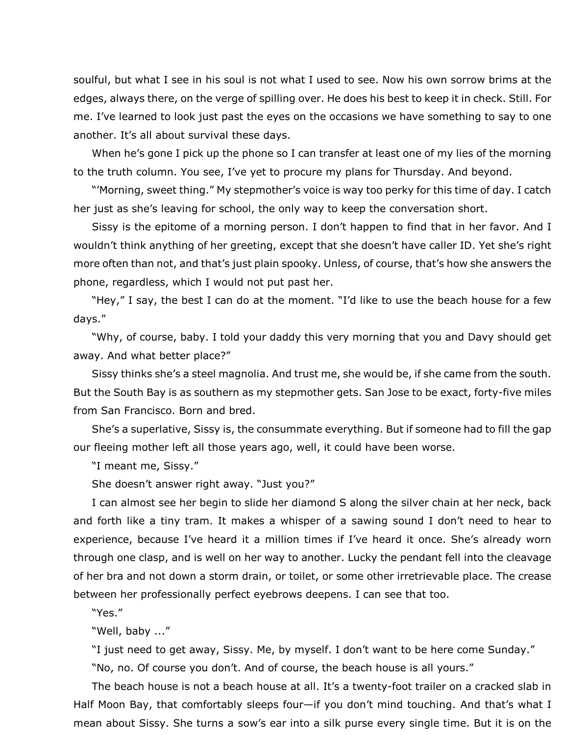soulful, but what I see in his soul is not what I used to see. Now his own sorrow brims at the edges, always there, on the verge of spilling over. He does his best to keep it in check. Still. For me. I've learned to look just past the eyes on the occasions we have something to say to one another. It's all about survival these days.

When he's gone I pick up the phone so I can transfer at least one of my lies of the morning to the truth column. You see, I've yet to procure my plans for Thursday. And beyond.

"'Morning, sweet thing." My stepmother's voice is way too perky for this time of day. I catch her just as she's leaving for school, the only way to keep the conversation short.

Sissy is the epitome of a morning person. I don't happen to find that in her favor. And I wouldn't think anything of her greeting, except that she doesn't have caller ID. Yet she's right more often than not, and that's just plain spooky. Unless, of course, that's how she answers the phone, regardless, which I would not put past her.

"Hey," I say, the best I can do at the moment. "I'd like to use the beach house for a few days."

"Why, of course, baby. I told your daddy this very morning that you and Davy should get away. And what better place?"

Sissy thinks she's a steel magnolia. And trust me, she would be, if she came from the south. But the South Bay is as southern as my stepmother gets. San Jose to be exact, forty-five miles from San Francisco. Born and bred.

She's a superlative, Sissy is, the consummate everything. But if someone had to fill the gap our fleeing mother left all those years ago, well, it could have been worse.

"I meant me, Sissy."

She doesn't answer right away. "Just you?"

I can almost see her begin to slide her diamond S along the silver chain at her neck, back and forth like a tiny tram. It makes a whisper of a sawing sound I don't need to hear to experience, because I've heard it a million times if I've heard it once. She's already worn through one clasp, and is well on her way to another. Lucky the pendant fell into the cleavage of her bra and not down a storm drain, or toilet, or some other irretrievable place. The crease between her professionally perfect eyebrows deepens. I can see that too.

"Yes."

"Well, baby ..."

"I just need to get away, Sissy. Me, by myself. I don't want to be here come Sunday."

"No, no. Of course you don't. And of course, the beach house is all yours."

The beach house is not a beach house at all. It's a twenty-foot trailer on a cracked slab in Half Moon Bay, that comfortably sleeps four—if you don't mind touching. And that's what I mean about Sissy. She turns a sow's ear into a silk purse every single time. But it is on the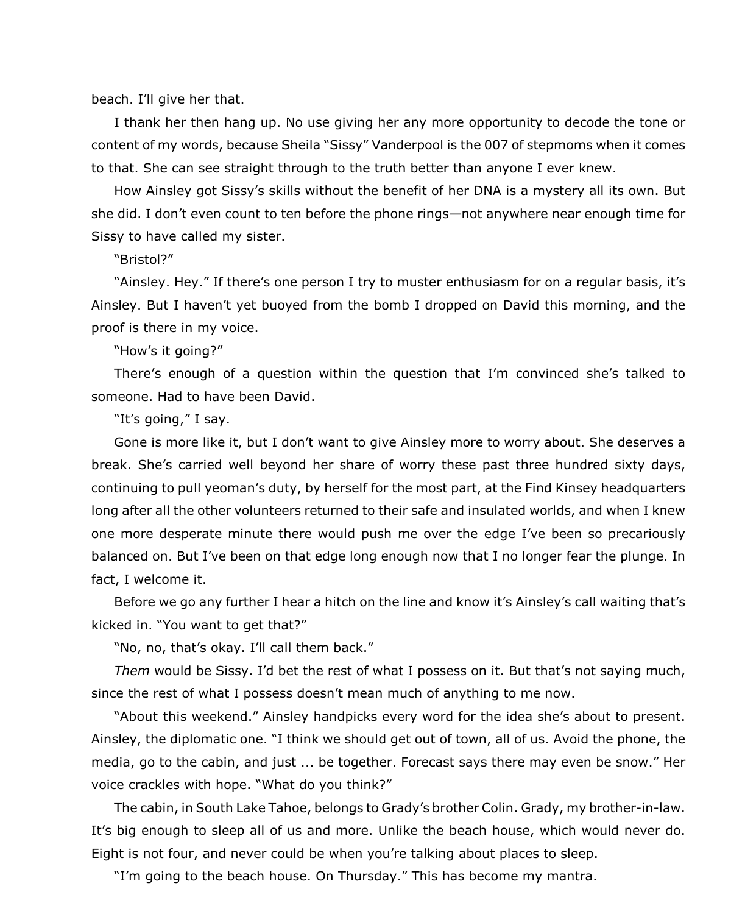beach. I'll give her that.

I thank her then hang up. No use giving her any more opportunity to decode the tone or content of my words, because Sheila "Sissy" Vanderpool is the 007 of stepmoms when it comes to that. She can see straight through to the truth better than anyone I ever knew.

How Ainsley got Sissy's skills without the benefit of her DNA is a mystery all its own. But she did. I don't even count to ten before the phone rings—not anywhere near enough time for Sissy to have called my sister.

"Bristol?"

"Ainsley. Hey." If there's one person I try to muster enthusiasm for on a regular basis, it's Ainsley. But I haven't yet buoyed from the bomb I dropped on David this morning, and the proof is there in my voice.

"How's it going?"

There's enough of a question within the question that I'm convinced she's talked to someone. Had to have been David.

"It's going," I say.

Gone is more like it, but I don't want to give Ainsley more to worry about. She deserves a break. She's carried well beyond her share of worry these past three hundred sixty days, continuing to pull yeoman's duty, by herself for the most part, at the Find Kinsey headquarters long after all the other volunteers returned to their safe and insulated worlds, and when I knew one more desperate minute there would push me over the edge I've been so precariously balanced on. But I've been on that edge long enough now that I no longer fear the plunge. In fact, I welcome it.

Before we go any further I hear a hitch on the line and know it's Ainsley's call waiting that's kicked in. "You want to get that?"

"No, no, that's okay. I'll call them back."

*Them* would be Sissy. I'd bet the rest of what I possess on it. But that's not saying much, since the rest of what I possess doesn't mean much of anything to me now.

"About this weekend." Ainsley handpicks every word for the idea she's about to present. Ainsley, the diplomatic one. "I think we should get out of town, all of us. Avoid the phone, the media, go to the cabin, and just ... be together. Forecast says there may even be snow." Her voice crackles with hope. "What do you think?"

The cabin, in South Lake Tahoe, belongs to Grady's brother Colin. Grady, my brother-in-law. It's big enough to sleep all of us and more. Unlike the beach house, which would never do. Eight is not four, and never could be when you're talking about places to sleep.

"I'm going to the beach house. On Thursday." This has become my mantra.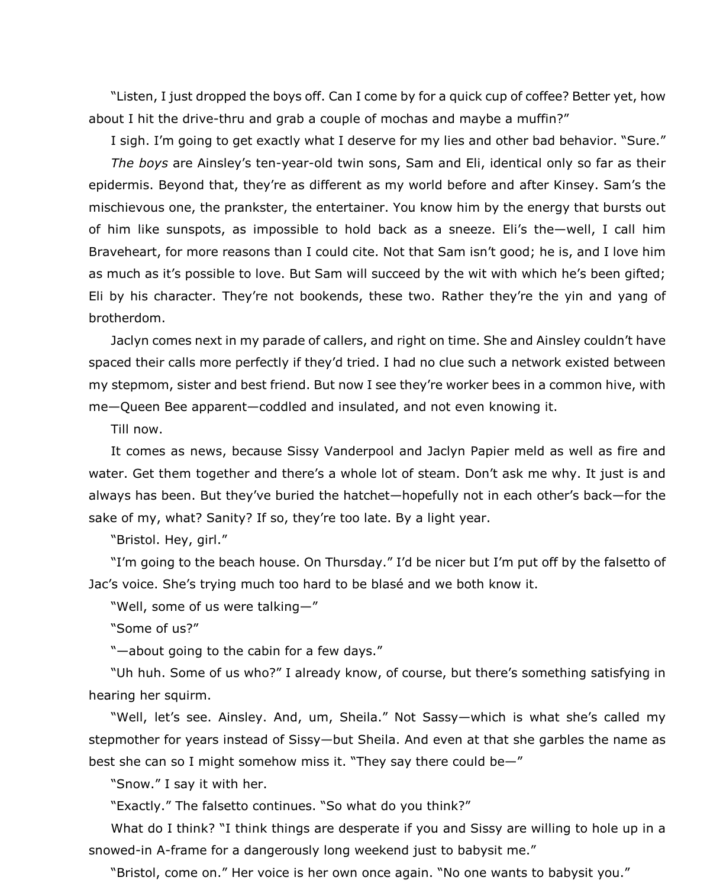"Listen, I just dropped the boys off. Can I come by for a quick cup of coffee? Better yet, how about I hit the drive-thru and grab a couple of mochas and maybe a muffin?"

I sigh. I'm going to get exactly what I deserve for my lies and other bad behavior. "Sure."

*The boys* are Ainsley's ten-year-old twin sons, Sam and Eli, identical only so far as their epidermis. Beyond that, they're as different as my world before and after Kinsey. Sam's the mischievous one, the prankster, the entertainer. You know him by the energy that bursts out of him like sunspots, as impossible to hold back as a sneeze. Eli's the—well, I call him Braveheart, for more reasons than I could cite. Not that Sam isn't good; he is, and I love him as much as it's possible to love. But Sam will succeed by the wit with which he's been gifted; Eli by his character. They're not bookends, these two. Rather they're the yin and yang of brotherdom.

Jaclyn comes next in my parade of callers, and right on time. She and Ainsley couldn't have spaced their calls more perfectly if they'd tried. I had no clue such a network existed between my stepmom, sister and best friend. But now I see they're worker bees in a common hive, with me—Queen Bee apparent—coddled and insulated, and not even knowing it.

Till now.

It comes as news, because Sissy Vanderpool and Jaclyn Papier meld as well as fire and water. Get them together and there's a whole lot of steam. Don't ask me why. It just is and always has been. But they've buried the hatchet—hopefully not in each other's back—for the sake of my, what? Sanity? If so, they're too late. By a light year.

"Bristol. Hey, girl."

"I'm going to the beach house. On Thursday." I'd be nicer but I'm put off by the falsetto of Jac's voice. She's trying much too hard to be blasé and we both know it.

"Well, some of us were talking—"

"Some of us?"

"—about going to the cabin for a few days."

"Uh huh. Some of us who?" I already know, of course, but there's something satisfying in hearing her squirm.

"Well, let's see. Ainsley. And, um, Sheila." Not Sassy—which is what she's called my stepmother for years instead of Sissy—but Sheila. And even at that she garbles the name as best she can so I might somehow miss it. "They say there could be—"

"Snow." I say it with her.

"Exactly." The falsetto continues. "So what do you think?"

What do I think? "I think things are desperate if you and Sissy are willing to hole up in a snowed-in A-frame for a dangerously long weekend just to babysit me."

"Bristol, come on." Her voice is her own once again. "No one wants to babysit you."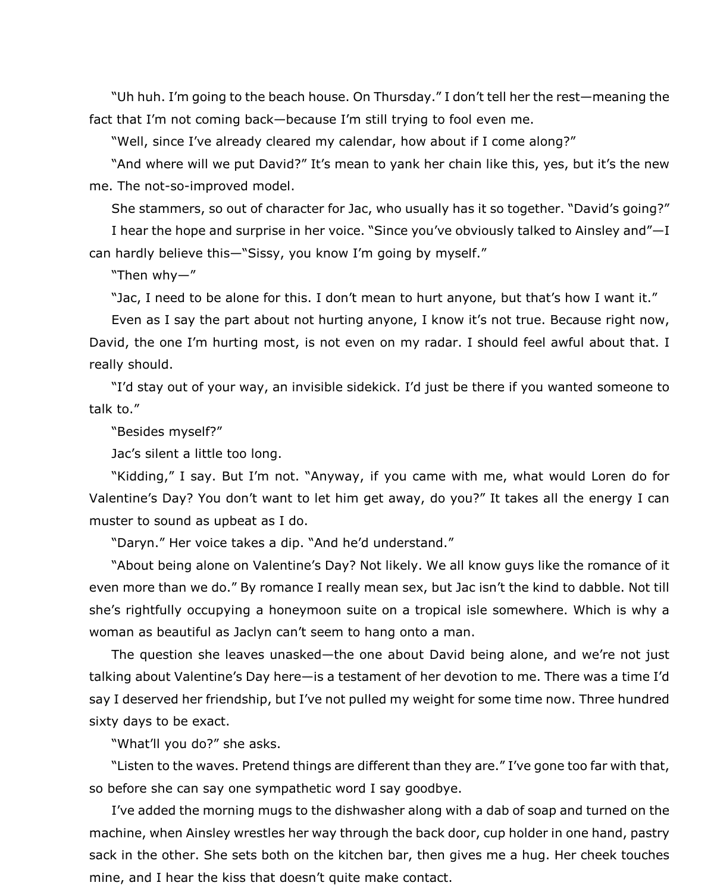"Uh huh. I'm going to the beach house. On Thursday." I don't tell her the rest—meaning the fact that I'm not coming back—because I'm still trying to fool even me.

"Well, since I've already cleared my calendar, how about if I come along?"

"And where will we put David?" It's mean to yank her chain like this, yes, but it's the new me. The not-so-improved model.

She stammers, so out of character for Jac, who usually has it so together. "David's going?"

I hear the hope and surprise in her voice. "Since you've obviously talked to Ainsley and"—I can hardly believe this—"Sissy, you know I'm going by myself."

"Then why—"

"Jac, I need to be alone for this. I don't mean to hurt anyone, but that's how I want it."

Even as I say the part about not hurting anyone, I know it's not true. Because right now, David, the one I'm hurting most, is not even on my radar. I should feel awful about that. I really should.

"I'd stay out of your way, an invisible sidekick. I'd just be there if you wanted someone to talk to."

"Besides myself?"

Jac's silent a little too long.

"Kidding," I say. But I'm not. "Anyway, if you came with me, what would Loren do for Valentine's Day? You don't want to let him get away, do you?" It takes all the energy I can muster to sound as upbeat as I do.

"Daryn." Her voice takes a dip. "And he'd understand."

"About being alone on Valentine's Day? Not likely. We all know guys like the romance of it even more than we do." By romance I really mean sex, but Jac isn't the kind to dabble. Not till she's rightfully occupying a honeymoon suite on a tropical isle somewhere. Which is why a woman as beautiful as Jaclyn can't seem to hang onto a man.

The question she leaves unasked—the one about David being alone, and we're not just talking about Valentine's Day here—is a testament of her devotion to me. There was a time I'd say I deserved her friendship, but I've not pulled my weight for some time now. Three hundred sixty days to be exact.

"What'll you do?" she asks.

"Listen to the waves. Pretend things are different than they are." I've gone too far with that, so before she can say one sympathetic word I say goodbye.

I've added the morning mugs to the dishwasher along with a dab of soap and turned on the machine, when Ainsley wrestles her way through the back door, cup holder in one hand, pastry sack in the other. She sets both on the kitchen bar, then gives me a hug. Her cheek touches mine, and I hear the kiss that doesn't quite make contact.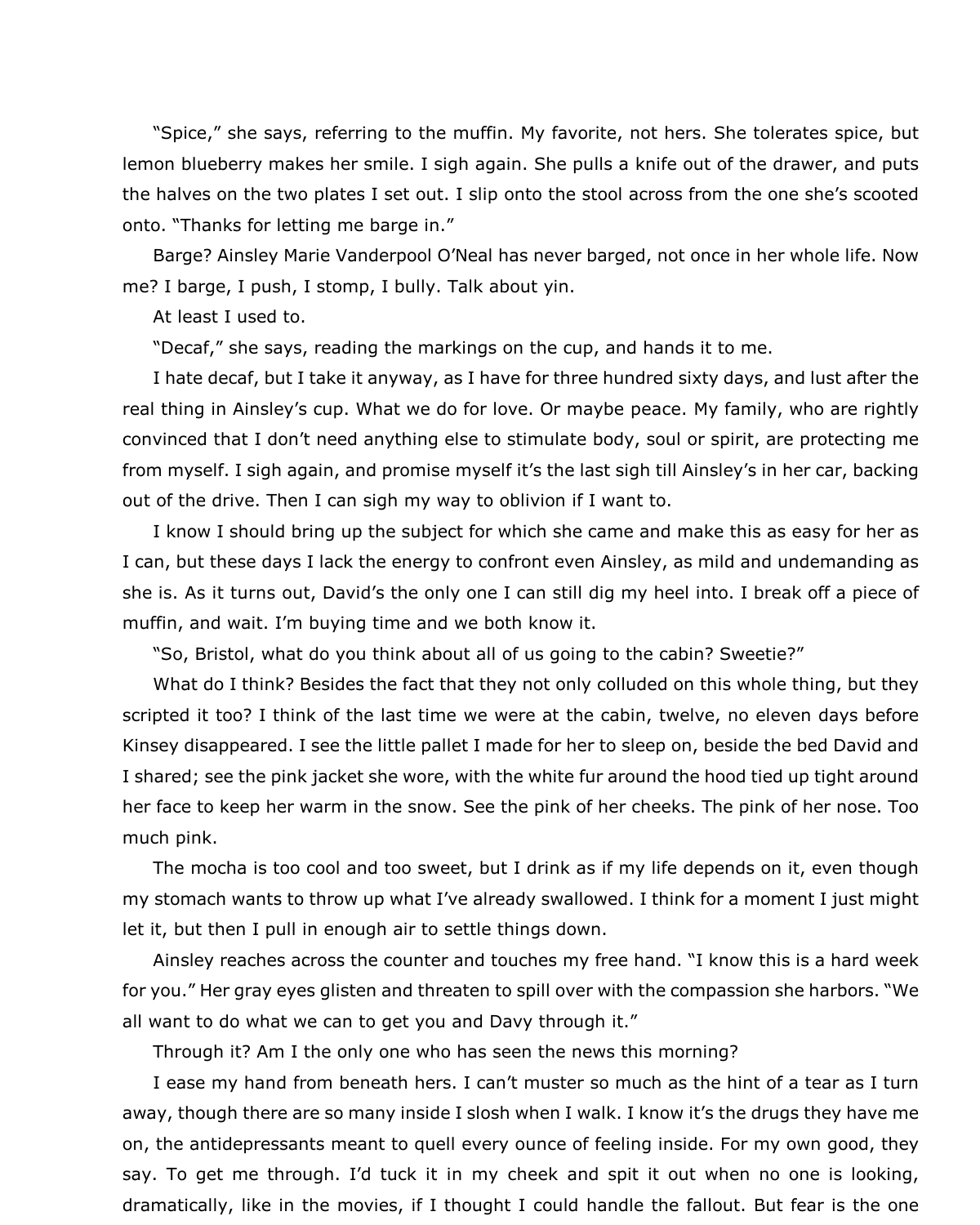"Spice," she says, referring to the muffin. My favorite, not hers. She tolerates spice, but lemon blueberry makes her smile. I sigh again. She pulls a knife out of the drawer, and puts the halves on the two plates I set out. I slip onto the stool across from the one she's scooted onto. "Thanks for letting me barge in."

Barge? Ainsley Marie Vanderpool O'Neal has never barged, not once in her whole life. Now me? I barge, I push, I stomp, I bully. Talk about yin.

At least I used to.

"Decaf," she says, reading the markings on the cup, and hands it to me.

I hate decaf, but I take it anyway, as I have for three hundred sixty days, and lust after the real thing in Ainsley's cup. What we do for love. Or maybe peace. My family, who are rightly convinced that I don't need anything else to stimulate body, soul or spirit, are protecting me from myself. I sigh again, and promise myself it's the last sigh till Ainsley's in her car, backing out of the drive. Then I can sigh my way to oblivion if I want to.

I know I should bring up the subject for which she came and make this as easy for her as I can, but these days I lack the energy to confront even Ainsley, as mild and undemanding as she is. As it turns out, David's the only one I can still dig my heel into. I break off a piece of muffin, and wait. I'm buying time and we both know it.

"So, Bristol, what do you think about all of us going to the cabin? Sweetie?"

What do I think? Besides the fact that they not only colluded on this whole thing, but they scripted it too? I think of the last time we were at the cabin, twelve, no eleven days before Kinsey disappeared. I see the little pallet I made for her to sleep on, beside the bed David and I shared; see the pink jacket she wore, with the white fur around the hood tied up tight around her face to keep her warm in the snow. See the pink of her cheeks. The pink of her nose. Too much pink.

The mocha is too cool and too sweet, but I drink as if my life depends on it, even though my stomach wants to throw up what I've already swallowed. I think for a moment I just might let it, but then I pull in enough air to settle things down.

Ainsley reaches across the counter and touches my free hand. "I know this is a hard week for you." Her gray eyes glisten and threaten to spill over with the compassion she harbors. "We all want to do what we can to get you and Davy through it."

Through it? Am I the only one who has seen the news this morning?

I ease my hand from beneath hers. I can't muster so much as the hint of a tear as I turn away, though there are so many inside I slosh when I walk. I know it's the drugs they have me on, the antidepressants meant to quell every ounce of feeling inside. For my own good, they say. To get me through. I'd tuck it in my cheek and spit it out when no one is looking, dramatically, like in the movies, if I thought I could handle the fallout. But fear is the one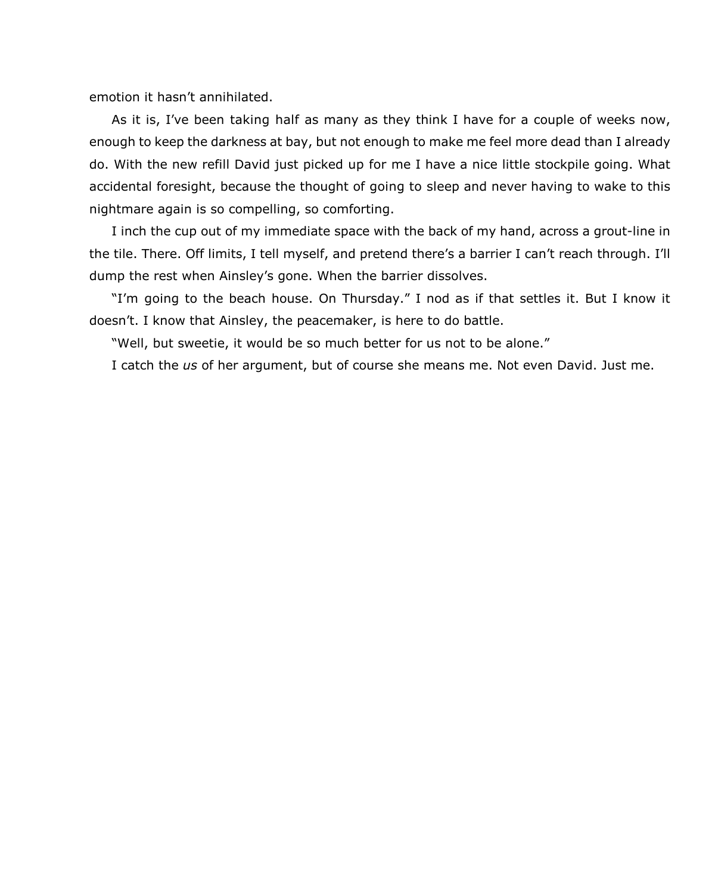emotion it hasn't annihilated.

As it is, I've been taking half as many as they think I have for a couple of weeks now, enough to keep the darkness at bay, but not enough to make me feel more dead than I already do. With the new refill David just picked up for me I have a nice little stockpile going. What accidental foresight, because the thought of going to sleep and never having to wake to this nightmare again is so compelling, so comforting.

I inch the cup out of my immediate space with the back of my hand, across a grout-line in the tile. There. Off limits, I tell myself, and pretend there's a barrier I can't reach through. I'll dump the rest when Ainsley's gone. When the barrier dissolves.

"I'm going to the beach house. On Thursday." I nod as if that settles it. But I know it doesn't. I know that Ainsley, the peacemaker, is here to do battle.

"Well, but sweetie, it would be so much better for us not to be alone."

I catch the *us* of her argument, but of course she means me. Not even David. Just me.